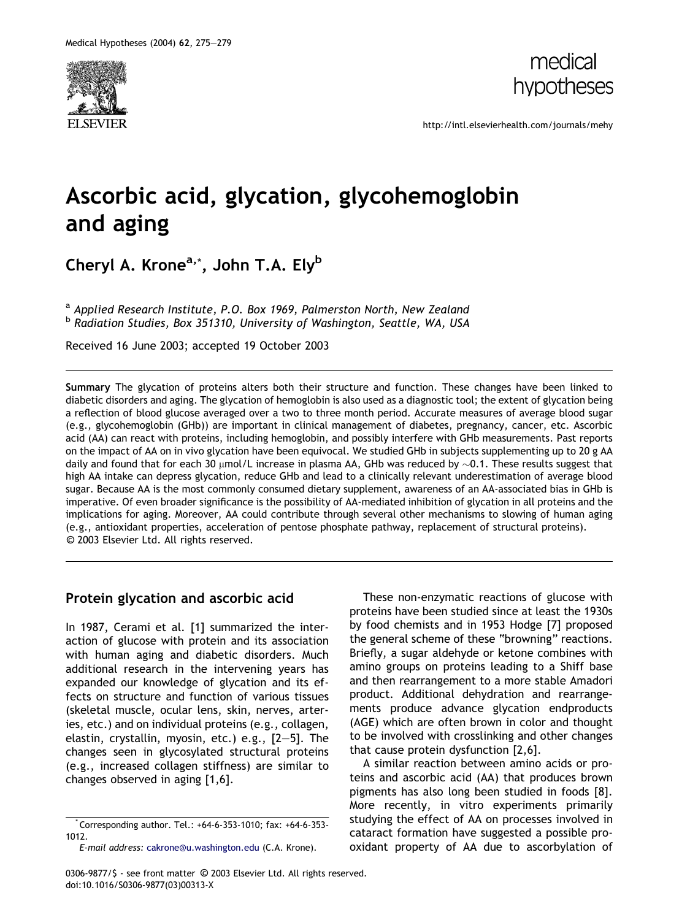# Ascorbic acid, glycation, glycohemoglobin and aging

**Cheryl A. Krone[a,*], John T.A. Ely[b]**

[a] *Applied Research Institute, P.O. Box 1969, Palmerston North, New Zealand*
[b] *Radiation Studies, Box 351310, University of Washington, Seattle, WA, USA*

Received 16 June 2003; accepted 19 October 2003

**Summary** The glycation of proteins alters both their structure and function. These changes have been linked to diabetic disorders and aging. The glycation of hemoglobin is also used as a diagnostic tool; the extent of glycation being a reflection of blood glucose averaged over a two to three month period. Accurate measures of average blood sugar (e.g., glycohemoglobin (GHb)) are important in clinical management of diabetes, pregnancy, cancer, etc. Ascorbic acid (AA) can react with proteins, including hemoglobin, and possibly interfere with GHb measurements. Past reports on the impact of AA on in vivo glycation have been equivocal. We studied GHb in subjects supplementing up to 20 g AA daily and found that for each 30 μmol/L increase in plasma AA, GHb was reduced by ~0.1. These results suggest that high AA intake can depress glycation, reduce GHb and lead to a clinically relevant underestimation of average blood sugar. Because AA is the most commonly consumed dietary supplement, awareness of an AA-associated bias in GHb is imperative. Of even broader significance is the possibility of AA-mediated inhibition of glycation in all proteins and the implications for aging. Moreover, AA could contribute through several other mechanisms to slowing of human aging (e.g., antioxidant properties, acceleration of pentose phosphate pathway, replacement of structural proteins).
© 2003 Elsevier Ltd. All rights reserved.

## Protein glycation and ascorbic acid

In 1987, Cerami et al. [1] summarized the interaction of glucose with protein and its association with human aging and diabetic disorders. Much additional research in the intervening years has expanded our knowledge of glycation and its effects on structure and function of various tissues (skeletal muscle, ocular lens, skin, nerves, arteries, etc.) and on individual proteins (e.g., collagen, elastin, crystallin, myosin, etc.) e.g., [2–5]. The changes seen in glycosylated structural proteins (e.g., increased collagen stiffness) are similar to changes observed in aging [1,6].

These non-enzymatic reactions of glucose with proteins have been studied since at least the 1930s by food chemists and in 1953 Hodge [7] proposed the general scheme of these "browning" reactions. Briefly, a sugar aldehyde or ketone combines with amino groups on proteins leading to a Shiff base and then rearrangement to a more stable Amadori product. Additional dehydration and rearrangements produce advance glycation endproducts (AGE) which are often brown in color and thought to be involved with crosslinking and other changes that cause protein dysfunction [2,6].

A similar reaction between amino acids or proteins and ascorbic acid (AA) that produces brown pigments has also long been studied in foods [8]. More recently, in vitro experiments primarily studying the effect of AA on processes involved in cataract formation have suggested a possible pro-oxidant property of AA due to ascorbylation of

*Corresponding author. Tel.: +64-6-353-1010; fax: +64-6-353-1012.
*E-mail address:* cakrone@u.washington.edu (C.A. Krone).

0306-9877/$ - see front matter © 2003 Elsevier Ltd. All rights reserved.
doi:10.1016/S0306-9877(03)00313-X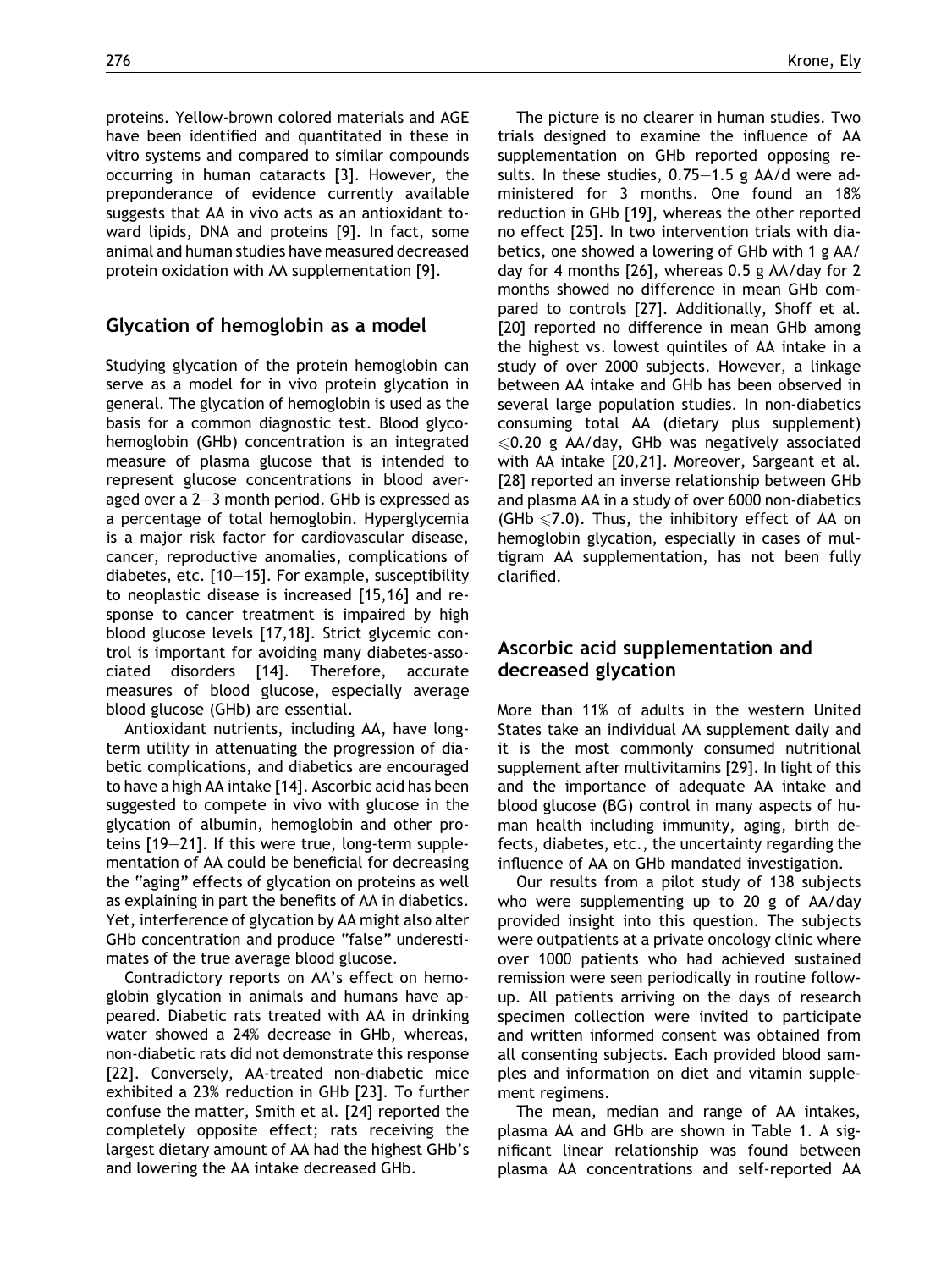proteins. Yellow-brown colored materials and AGE have been identified and quantitated in these in vitro systems and compared to similar compounds occurring in human cataracts [3]. However, the preponderance of evidence currently available suggests that AA in vivo acts as an antioxidant toward lipids, DNA and proteins [9]. In fact, some animal and human studies have measured decreased protein oxidation with AA supplementation [9].

## Glycation of hemoglobin as a model

Studying glycation of the protein hemoglobin can serve as a model for in vivo protein glycation in general. The glycation of hemoglobin is used as the basis for a common diagnostic test. Blood glycohemoglobin (GHb) concentration is an integrated measure of plasma glucose that is intended to represent glucose concentrations in blood averaged over a 2–3 month period. GHb is expressed as a percentage of total hemoglobin. Hyperglycemia is a major risk factor for cardiovascular disease, cancer, reproductive anomalies, complications of diabetes, etc. [10–15]. For example, susceptibility to neoplastic disease is increased [15,16] and response to cancer treatment is impaired by high blood glucose levels [17,18]. Strict glycemic control is important for avoiding many diabetes-associated disorders [14]. Therefore, accurate measures of blood glucose, especially average blood glucose (GHb) are essential.

Antioxidant nutrients, including AA, have long-term utility in attenuating the progression of diabetic complications, and diabetics are encouraged to have a high AA intake [14]. Ascorbic acid has been suggested to compete in vivo with glucose in the glycation of albumin, hemoglobin and other proteins [19–21]. If this were true, long-term supplementation of AA could be beneficial for decreasing the "aging" effects of glycation on proteins as well as explaining in part the benefits of AA in diabetics. Yet, interference of glycation by AA might also alter GHb concentration and produce "false" underestimates of the true average blood glucose.

Contradictory reports on AA's effect on hemoglobin glycation in animals and humans have appeared. Diabetic rats treated with AA in drinking water showed a 24% decrease in GHb, whereas, non-diabetic rats did not demonstrate this response [22]. Conversely, AA-treated non-diabetic mice exhibited a 23% reduction in GHb [23]. To further confuse the matter, Smith et al. [24] reported the completely opposite effect; rats receiving the largest dietary amount of AA had the highest GHb's and lowering the AA intake decreased GHb.

The picture is no clearer in human studies. Two trials designed to examine the influence of AA supplementation on GHb reported opposing results. In these studies, 0.75–1.5 g AA/d were administered for 3 months. One found an 18% reduction in GHb [19], whereas the other reported no effect [25]. In two intervention trials with diabetics, one showed a lowering of GHb with 1 g AA/day for 4 months [26], whereas 0.5 g AA/day for 2 months showed no difference in mean GHb compared to controls [27]. Additionally, Shoff et al. [20] reported no difference in mean GHb among the highest vs. lowest quintiles of AA intake in a study of over 2000 subjects. However, a linkage between AA intake and GHb has been observed in several large population studies. In non-diabetics consuming total AA (dietary plus supplement) $\leq$0.20 g AA/day, GHb was negatively associated with AA intake [20,21]. Moreover, Sargeant et al. [28] reported an inverse relationship between GHb and plasma AA in a study of over 6000 non-diabetics (GHb $\leq$7.0). Thus, the inhibitory effect of AA on hemoglobin glycation, especially in cases of multigram AA supplementation, has not been fully clarified.

## Ascorbic acid supplementation and decreased glycation

More than 11% of adults in the western United States take an individual AA supplement daily and it is the most commonly consumed nutritional supplement after multivitamins [29]. In light of this and the importance of adequate AA intake and blood glucose (BG) control in many aspects of human health including immunity, aging, birth defects, diabetes, etc., the uncertainty regarding the influence of AA on GHb mandated investigation.

Our results from a pilot study of 138 subjects who were supplementing up to 20 g of AA/day provided insight into this question. The subjects were outpatients at a private oncology clinic where over 1000 patients who had achieved sustained remission were seen periodically in routine follow-up. All patients arriving on the days of research specimen collection were invited to participate and written informed consent was obtained from all consenting subjects. Each provided blood samples and information on diet and vitamin supplement regimens.

The mean, median and range of AA intakes, plasma AA and GHb are shown in Table 1. A significant linear relationship was found between plasma AA concentrations and self-reported AA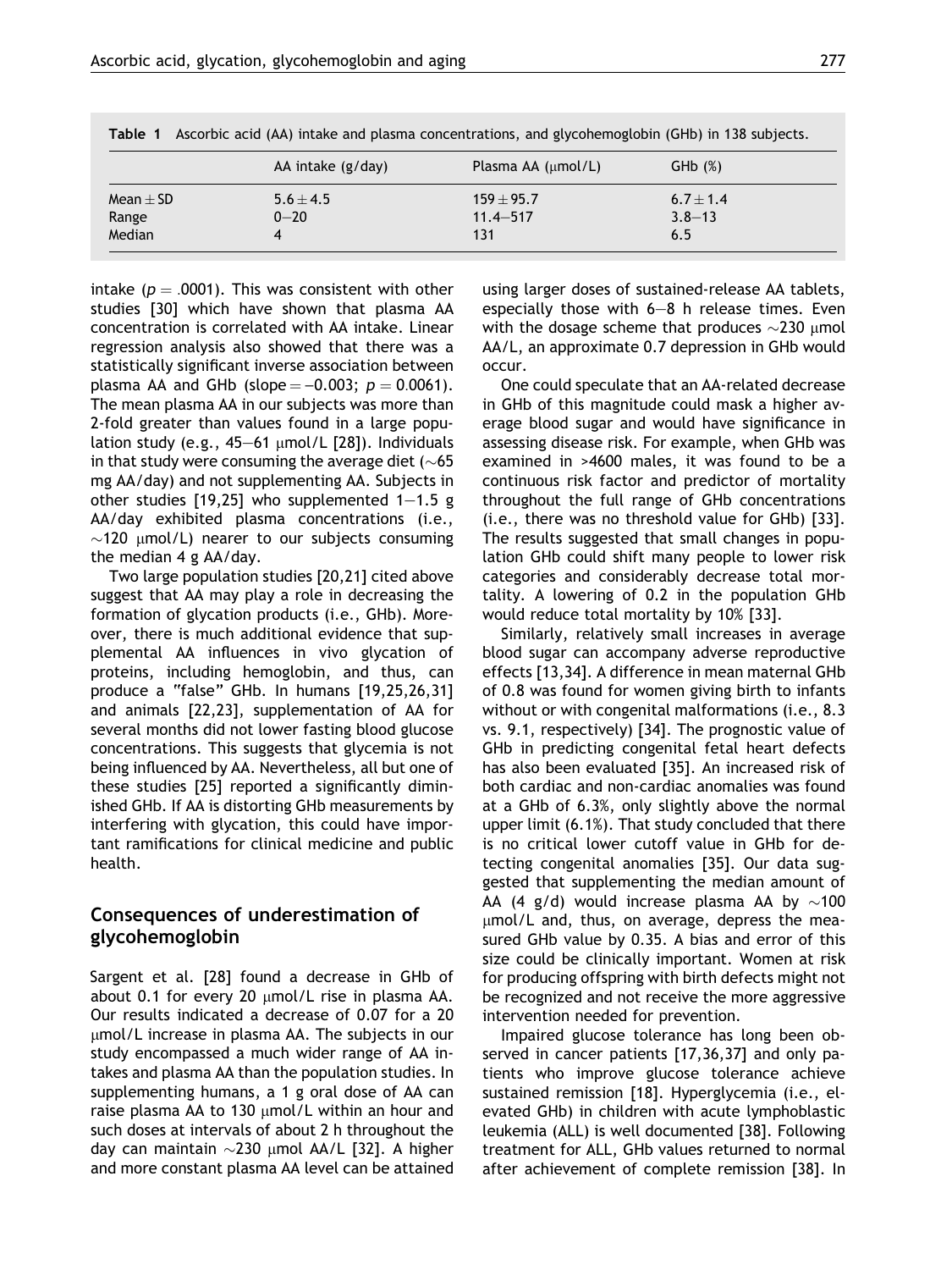Table 1 Ascorbic acid (AA) intake and plasma concentrations, and glycohemoglobin (GHb) in 138 subjects.

| | AA intake (g/day) | Plasma AA (μmol/L) | GHb (%) |
|---|---|---|---|
| Mean ± SD | 5.6 ± 4.5 | 159 ± 95.7 | 6.7 ± 1.4 |
| Range | 0–20 | 11.4–517 | 3.8–13 |
| Median | 4 | 131 | 6.5 |

intake ($p = .0001$). This was consistent with other studies [30] which have shown that plasma AA concentration is correlated with AA intake. Linear regression analysis also showed that there was a statistically significant inverse association between plasma AA and GHb (slope = −0.003; $p = 0.0061$). The mean plasma AA in our subjects was more than 2-fold greater than values found in a large population study (e.g., 45–61 μmol/L [28]). Individuals in that study were consuming the average diet (~65 mg AA/day) and not supplementing AA. Subjects in other studies [19,25] who supplemented 1–1.5 g AA/day exhibited plasma concentrations (i.e., ~120 μmol/L) nearer to our subjects consuming the median 4 g AA/day.

Two large population studies [20,21] cited above suggest that AA may play a role in decreasing the formation of glycation products (i.e., GHb). Moreover, there is much additional evidence that supplemental AA influences in vivo glycation of proteins, including hemoglobin, and thus, can produce a "false" GHb. In humans [19,25,26,31] and animals [22,23], supplementation of AA for several months did not lower fasting blood glucose concentrations. This suggests that glycemia is not being influenced by AA. Nevertheless, all but one of these studies [25] reported a significantly diminished GHb. If AA is distorting GHb measurements by interfering with glycation, this could have important ramifications for clinical medicine and public health.

## Consequences of underestimation of glycohemoglobin

Sargent et al. [28] found a decrease in GHb of about 0.1 for every 20 μmol/L rise in plasma AA. Our results indicated a decrease of 0.07 for a 20 μmol/L increase in plasma AA. The subjects in our study encompassed a much wider range of AA intakes and plasma AA than the population studies. In supplementing humans, a 1 g oral dose of AA can raise plasma AA to 130 μmol/L within an hour and such doses at intervals of about 2 h throughout the day can maintain ~230 μmol AA/L [32]. A higher and more constant plasma AA level can be attained using larger doses of sustained-release AA tablets, especially those with 6–8 h release times. Even with the dosage scheme that produces ~230 μmol AA/L, an approximate 0.7 depression in GHb would occur.

One could speculate that an AA-related decrease in GHb of this magnitude could mask a higher average blood sugar and would have significance in assessing disease risk. For example, when GHb was examined in >4600 males, it was found to be a continuous risk factor and predictor of mortality throughout the full range of GHb concentrations (i.e., there was no threshold value for GHb) [33]. The results suggested that small changes in population GHb could shift many people to lower risk categories and considerably decrease total mortality. A lowering of 0.2 in the population GHb would reduce total mortality by 10% [33].

Similarly, relatively small increases in average blood sugar can accompany adverse reproductive effects [13,34]. A difference in mean maternal GHb of 0.8 was found for women giving birth to infants without or with congenital malformations (i.e., 8.3 vs. 9.1, respectively) [34]. The prognostic value of GHb in predicting congenital fetal heart defects has also been evaluated [35]. An increased risk of both cardiac and non-cardiac anomalies was found at a GHb of 6.3%, only slightly above the normal upper limit (6.1%). That study concluded that there is no critical lower cutoff value in GHb for detecting congenital anomalies [35]. Our data suggested that supplementing the median amount of AA (4 g/d) would increase plasma AA by ~100 μmol/L and, thus, on average, depress the measured GHb value by 0.35. A bias and error of this size could be clinically important. Women at risk for producing offspring with birth defects might not be recognized and not receive the more aggressive intervention needed for prevention.

Impaired glucose tolerance has long been observed in cancer patients [17,36,37] and only patients who improve glucose tolerance achieve sustained remission [18]. Hyperglycemia (i.e., elevated GHb) in children with acute lymphoblastic leukemia (ALL) is well documented [38]. Following treatment for ALL, GHb values returned to normal after achievement of complete remission [38]. In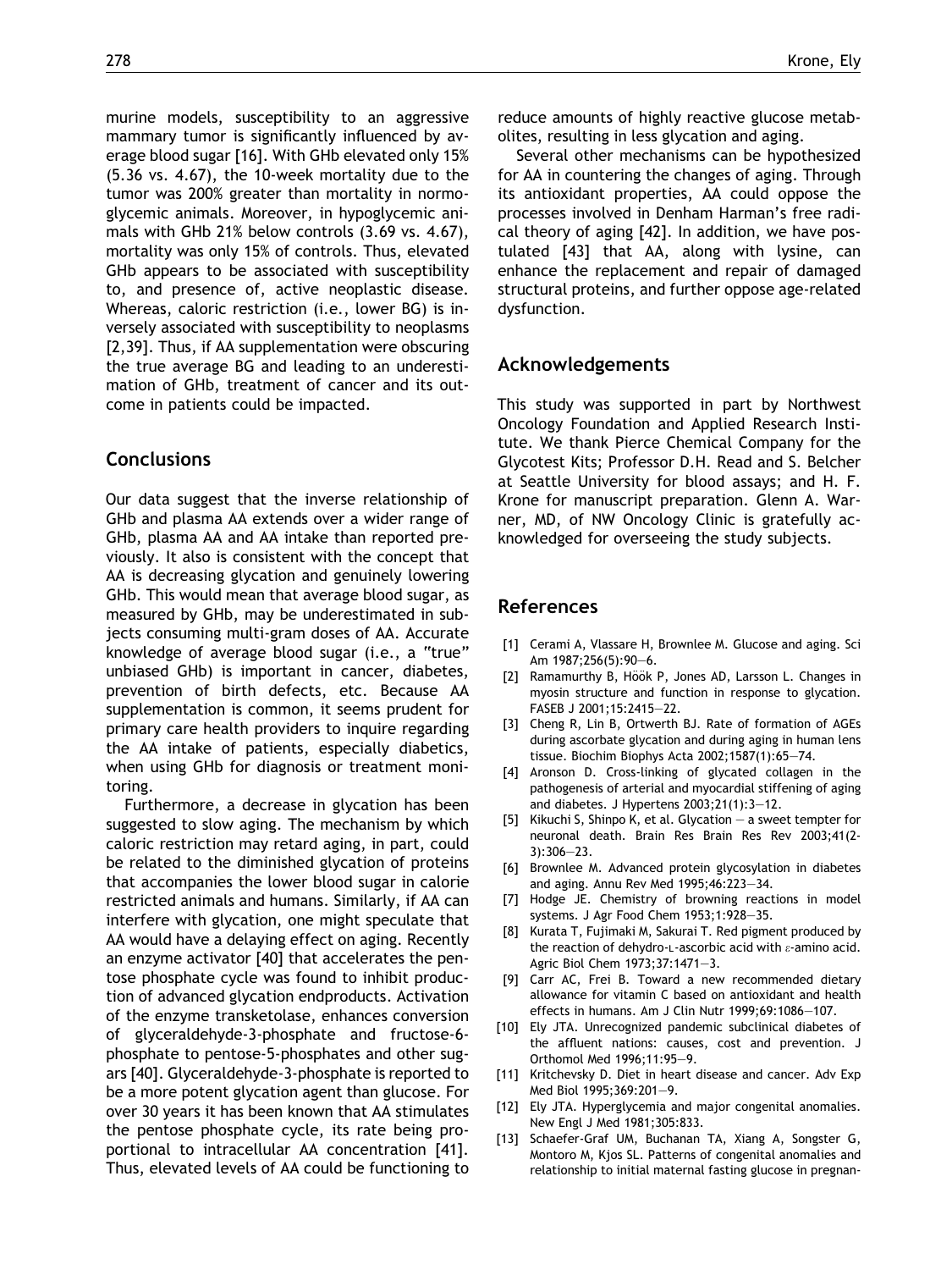murine models, susceptibility to an aggressive mammary tumor is significantly influenced by average blood sugar [16]. With GHb elevated only 15% (5.36 vs. 4.67), the 10-week mortality due to the tumor was 200% greater than mortality in normoglycemic animals. Moreover, in hypoglycemic animals with GHb 21% below controls (3.69 vs. 4.67), mortality was only 15% of controls. Thus, elevated GHb appears to be associated with susceptibility to, and presence of, active neoplastic disease. Whereas, caloric restriction (i.e., lower BG) is inversely associated with susceptibility to neoplasms [2,39]. Thus, if AA supplementation were obscuring the true average BG and leading to an underestimation of GHb, treatment of cancer and its outcome in patients could be impacted.

## Conclusions

Our data suggest that the inverse relationship of GHb and plasma AA extends over a wider range of GHb, plasma AA and AA intake than reported previously. It also is consistent with the concept that AA is decreasing glycation and genuinely lowering GHb. This would mean that average blood sugar, as measured by GHb, may be underestimated in subjects consuming multi-gram doses of AA. Accurate knowledge of average blood sugar (i.e., a "true" unbiased GHb) is important in cancer, diabetes, prevention of birth defects, etc. Because AA supplementation is common, it seems prudent for primary care health providers to inquire regarding the AA intake of patients, especially diabetics, when using GHb for diagnosis or treatment monitoring.

Furthermore, a decrease in glycation has been suggested to slow aging. The mechanism by which caloric restriction may retard aging, in part, could be related to the diminished glycation of proteins that accompanies the lower blood sugar in calorie restricted animals and humans. Similarly, if AA can interfere with glycation, one might speculate that AA would have a delaying effect on aging. Recently an enzyme activator [40] that accelerates the pentose phosphate cycle was found to inhibit production of advanced glycation endproducts. Activation of the enzyme transketolase, enhances conversion of glyceraldehyde-3-phosphate and fructose-6-phosphate to pentose-5-phosphates and other sugars [40]. Glyceraldehyde-3-phosphate is reported to be a more potent glycation agent than glucose. For over 30 years it has been known that AA stimulates the pentose phosphate cycle, its rate being proportional to intracellular AA concentration [41]. Thus, elevated levels of AA could be functioning to reduce amounts of highly reactive glucose metabolites, resulting in less glycation and aging.

Several other mechanisms can be hypothesized for AA in countering the changes of aging. Through its antioxidant properties, AA could oppose the processes involved in Denham Harman's free radical theory of aging [42]. In addition, we have postulated [43] that AA, along with lysine, can enhance the replacement and repair of damaged structural proteins, and further oppose age-related dysfunction.

## Acknowledgements

This study was supported in part by Northwest Oncology Foundation and Applied Research Institute. We thank Pierce Chemical Company for the Glycotest Kits; Professor D.H. Read and S. Belcher at Seattle University for blood assays; and H. F. Krone for manuscript preparation. Glenn A. Warner, MD, of NW Oncology Clinic is gratefully acknowledged for overseeing the study subjects.

## References

[1] Cerami A, Vlassare H, Brownlee M. Glucose and aging. Sci Am 1987;256(5):90—6.

[2] Ramamurthy B, Höök P, Jones AD, Larsson L. Changes in myosin structure and function in response to glycation. FASEB J 2001;15:2415—22.

[3] Cheng R, Lin B, Ortwerth BJ. Rate of formation of AGEs during ascorbate glycation and during aging in human lens tissue. Biochim Biophys Acta 2002;1587(1):65—74.

[4] Aronson D. Cross-linking of glycated collagen in the pathogenesis of arterial and myocardial stiffening of aging and diabetes. J Hypertens 2003;21(1):3—12.

[5] Kikuchi S, Shinpo K, et al. Glycation — a sweet tempter for neuronal death. Brain Res Brain Res Rev 2003;41(2-3):306—23.

[6] Brownlee M. Advanced protein glycosylation in diabetes and aging. Annu Rev Med 1995;46:223—34.

[7] Hodge JE. Chemistry of browning reactions in model systems. J Agr Food Chem 1953;1:928—35.

[8] Kurata T, Fujimaki M, Sakurai T. Red pigment produced by the reaction of dehydro-L-ascorbic acid with $\varepsilon$-amino acid. Agric Biol Chem 1973;37:1471—3.

[9] Carr AC, Frei B. Toward a new recommended dietary allowance for vitamin C based on antioxidant and health effects in humans. Am J Clin Nutr 1999;69:1086—107.

[10] Ely JTA. Unrecognized pandemic subclinical diabetes of the affluent nations: causes, cost and prevention. J Orthomol Med 1996;11:95—9.

[11] Kritchevsky D. Diet in heart disease and cancer. Adv Exp Med Biol 1995;369:201—9.

[12] Ely JTA. Hyperglycemia and major congenital anomalies. New Engl J Med 1981;305:833.

[13] Schaefer-Graf UM, Buchanan TA, Xiang A, Songster G, Montoro M, Kjos SL. Patterns of congenital anomalies and relationship to initial maternal fasting glucose in pregnan-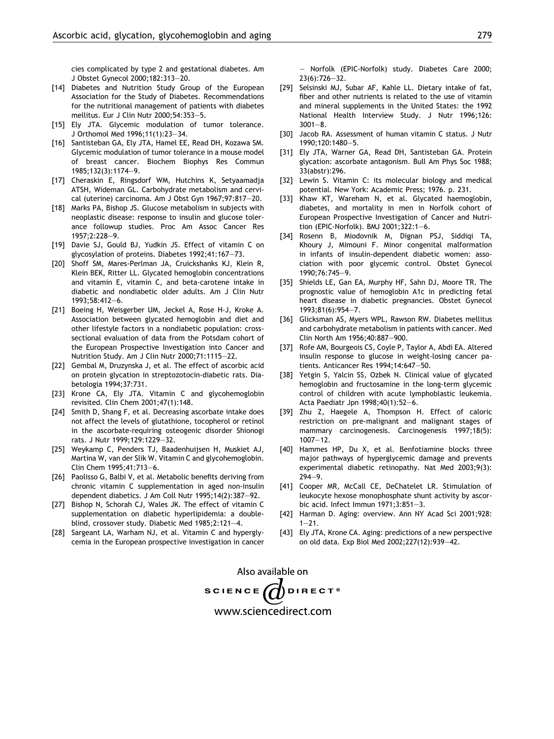cies complicated by type 2 and gestational diabetes. Am J Obstet Gynecol 2000;182:313—20.

[14] Diabetes and Nutrition Study Group of the European Association for the Study of Diabetes. Recommendations for the nutritional management of patients with diabetes mellitus. Eur J Clin Nutr 2000;54:353—5.

[15] Ely JTA. Glycemic modulation of tumor tolerance. J Orthomol Med 1996;11(1):23—34.

[16] Santisteban GA, Ely JTA, Hamel EE, Read DH, Kozawa SM. Glycemic modulation of tumor tolerance in a mouse model of breast cancer. Biochem Biophys Res Commun 1985;132(3):1174—9.

[17] Cheraskin E, Ringsdorf WM, Hutchins K, Setyaamadja ATSH, Wideman GL. Carbohydrate metabolism and cervical (uterine) carcinoma. Am J Obst Gyn 1967;97:817—20.

[18] Marks PA, Bishop JS. Glucose metabolism in subjects with neoplastic disease: response to insulin and glucose tolerance followup studies. Proc Am Assoc Cancer Res 1957;2:228—9.

[19] Davie SJ, Gould BJ, Yudkin JS. Effect of vitamin C on glycosylation of proteins. Diabetes 1992;41:167—73.

[20] Shoff SM, Mares-Perlman JA, Cruickshanks KJ, Klein R, Klein BEK, Ritter LL. Glycated hemoglobin concentrations and vitamin E, vitamin C, and beta-carotene intake in diabetic and nondiabetic older adults. Am J Clin Nutr 1993;58:412—6.

[21] Boeing H, Weisgerber UM, Jeckel A, Rose H-J, Kroke A. Association between glycated hemoglobin and diet and other lifestyle factors in a nondiabetic population: cross-sectional evaluation of data from the Potsdam cohort of the European Prospective Investigation into Cancer and Nutrition Study. Am J Clin Nutr 2000;71:1115—22.

[22] Gembal M, Druzynska J, et al. The effect of ascorbic acid on protein glycation in streptozotocin-diabetic rats. Diabetologia 1994;37:731.

[23] Krone CA, Ely JTA. Vitamin C and glycohemoglobin revisited. Clin Chem 2001;47(1):148.

[24] Smith D, Shang F, et al. Decreasing ascorbate intake does not affect the levels of glutathione, tocopherol or retinol in the ascorbate-requiring osteogenic disorder Shionogi rats. J Nutr 1999;129:1229—32.

[25] Weykamp C, Penders TJ, Baadenhuijsen H, Muskiet AJ, Martina W, van der Slik W. Vitamin C and glycohemoglobin. Clin Chem 1995;41:713—6.

[26] Paolisso G, Balbi V, et al. Metabolic benefits deriving from chronic vitamin C supplementation in aged non-insulin dependent diabetics. J Am Coll Nutr 1995;14(2):387—92.

[27] Bishop N, Schorah CJ, Wales JK. The effect of vitamin C supplementation on diabetic hyperlipidemia: a double-blind, crossover study. Diabetic Med 1985;2:121—4.

[28] Sargeant LA, Warham NJ, et al. Vitamin C and hyperglycemia in the European prospective investigation in cancer — Norfolk (EPIC-Norfolk) study. Diabetes Care 2000;23(6):726—32.

[29] Selsinski MJ, Subar AF, Kahle LL. Dietary intake of fat, fiber and other nutrients is related to the use of vitamin and mineral supplements in the United States: the 1992 National Health Interview Study. J Nutr 1996;126:3001—8.

[30] Jacob RA. Assessment of human vitamin C status. J Nutr 1990;120:1480—5.

[31] Ely JTA, Warner GA, Read DH, Santisteban GA. Protein glycation: ascorbate antagonism. Bull Am Phys Soc 1988;33(abstr):296.

[32] Lewin S. Vitamin C: its molecular biology and medical potential. New York: Academic Press; 1976. p. 231.

[33] Khaw KT, Wareham N, et al. Glycated haemoglobin, diabetes, and mortality in men in Norfolk cohort of European Prospective Investigation of Cancer and Nutrition (EPIC-Norfolk). BMJ 2001;322:1—6.

[34] Rosenn B, Miodovnik M, Dignan PSJ, Siddiqi TA, Khoury J, Mimouni F. Minor congenital malformation in infants of insulin-dependent diabetic women: association with poor glycemic control. Obstet Gynecol 1990;76:745—9.

[35] Shields LE, Gan EA, Murphy HF, Sahn DJ, Moore TR. The prognostic value of hemoglobin A1c in predicting fetal heart disease in diabetic pregnancies. Obstet Gynecol 1993;81(6):954—7.

[36] Glicksman AS, Myers WPL, Rawson RW. Diabetes mellitus and carbohydrate metabolism in patients with cancer. Med Clin North Am 1956;40:887—900.

[37] Rofe AM, Bourgeois CS, Coyle P, Taylor A, Abdi EA. Altered insulin response to glucose in weight-losing cancer patients. Anticancer Res 1994;14:647—50.

[38] Yetgin S, Yalcin SS, Ozbek N. Clinical value of glycated hemoglobin and fructosamine in the long-term glycemic control of children with acute lymphoblastic leukemia. Acta Paediatr Jpn 1998;40(1):52—6.

[39] Zhu Z, Haegele A, Thompson H. Effect of caloric restriction on pre-malignant and malignant stages of mammary carcinogenesis. Carcinogenesis 1997;18(5):1007—12.

[40] Hammes HP, Du X, et al. Benfotiamine blocks three major pathways of hyperglycemic damage and prevents experimental diabetic retinopathy. Nat Med 2003;9(3):294—9.

[41] Cooper MR, McCall CE, DeChatelet LR. Stimulation of leukocyte hexose monophosphate shunt activity by ascorbic acid. Infect Immun 1971;3:851—3.

[42] Harman D. Aging: overview. Ann NY Acad Sci 2001;928:1—21.

[43] Ely JTA, Krone CA. Aging: predictions of a new perspective on old data. Exp Biol Med 2002;227(12):939—42.

Also available on SCIENCE DIRECT®
www.sciencedirect.com